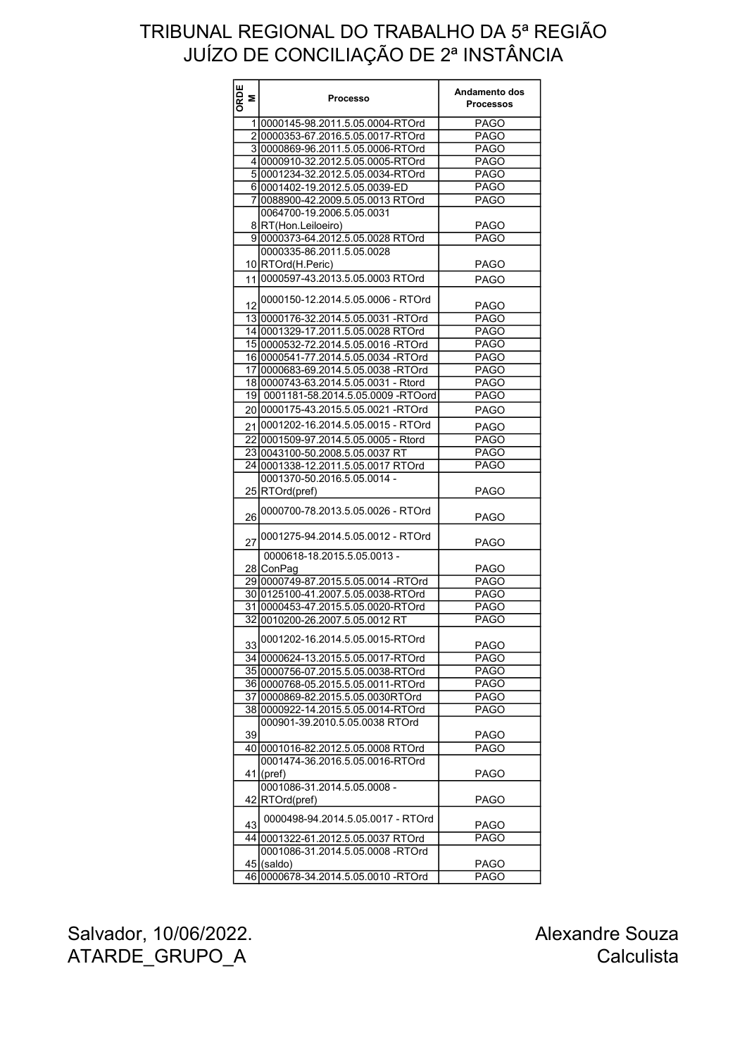# TRIBUNAL REGIONAL DO TRABALHO DA 5ª REGIÃO
## JUÍZO DE CONCILIAÇÃO DE 2ª INSTÂNCIA

| ORDEM | Processo | Andamento dos Processos |
|---|---|---|
| 1 | 0000145-98.2011.5.05.0004-RTOrd | PAGO |
| 2 | 0000353-67.2016.5.05.0017-RTOrd | PAGO |
| 3 | 0000869-96.2011.5.05.0006-RTOrd | PAGO |
| 4 | 0000910-32.2012.5.05.0005-RTOrd | PAGO |
| 5 | 0001234-32.2012.5.05.0034-RTOrd | PAGO |
| 6 | 0001402-19.2012.5.05.0039-ED | PAGO |
| 7 | 0088900-42.2009.5.05.0013 RTOrd | PAGO |
| 8 | 0064700-19.2006.5.05.0031 RT(Hon.Leiloeiro) | PAGO |
| 9 | 0000373-64.2012.5.05.0028 RTOrd | PAGO |
| 10 | 0000335-86.2011.5.05.0028 RTOrd(H.Peric) | PAGO |
| 11 | 0000597-43.2013.5.05.0003 RTOrd | PAGO |
| 12 | 0000150-12.2014.5.05.0006 - RTOrd | PAGO |
| 13 | 0000176-32.2014.5.05.0031 -RTOrd | PAGO |
| 14 | 0001329-17.2011.5.05.0028 RTOrd | PAGO |
| 15 | 0000532-72.2014.5.05.0016 -RTOrd | PAGO |
| 16 | 0000541-77.2014.5.05.0034 -RTOrd | PAGO |
| 17 | 0000683-69.2014.5.05.0038 -RTOrd | PAGO |
| 18 | 0000743-63.2014.5.05.0031 - Rtord | PAGO |
| 19 | 0001181-58.2014.5.05.0009 -RTOord | PAGO |
| 20 | 0000175-43.2015.5.05.0021 -RTOrd | PAGO |
| 21 | 0001202-16.2014.5.05.0015 - RTOrd | PAGO |
| 22 | 0001509-97.2014.5.05.0005 - Rtord | PAGO |
| 23 | 0043100-50.2008.5.05.0037 RT | PAGO |
| 24 | 0001338-12.2011.5.05.0017 RTOrd | PAGO |
| 25 | 0001370-50.2016.5.05.0014 - RTOrd(pref) | PAGO |
| 26 | 0000700-78.2013.5.05.0026 - RTOrd | PAGO |
| 27 | 0001275-94.2014.5.05.0012 - RTOrd | PAGO |
| 28 | 0000618-18.2015.5.05.0013 - ConPag | PAGO |
| 29 | 0000749-87.2015.5.05.0014 -RTOrd | PAGO |
| 30 | 0125100-41.2007.5.05.0038-RTOrd | PAGO |
| 31 | 0000453-47.2015.5.05.0020-RTOrd | PAGO |
| 32 | 0010200-26.2007.5.05.0012 RT | PAGO |
| 33 | 0001202-16.2014.5.05.0015-RTOrd | PAGO |
| 34 | 0000624-13.2015.5.05.0017-RTOrd | PAGO |
| 35 | 0000756-07.2015.5.05.0038-RTOrd | PAGO |
| 36 | 0000768-05.2015.5.05.0011-RTOrd | PAGO |
| 37 | 0000869-82.2015.5.05.0030RTOrd | PAGO |
| 38 | 0000922-14.2015.5.05.0014-RTOrd | PAGO |
| 39 | 000901-39.2010.5.05.0038 RTOrd | PAGO |
| 40 | 0001016-82.2012.5.05.0008 RTOrd | PAGO |
| 41 | 0001474-36.2016.5.05.0016-RTOrd (pref) | PAGO |
| 42 | 0001086-31.2014.5.05.0008 - RTOrd(pref) | PAGO |
| 43 | 0000498-94.2014.5.05.0017 - RTOrd | PAGO |
| 44 | 0001322-61.2012.5.05.0037 RTOrd | PAGO |
| 45 | 0001086-31.2014.5.05.0008 -RTOrd (saldo) | PAGO |
| 46 | 0000678-34.2014.5.05.0010 -RTOrd | PAGO |

Salvador, 10/06/2022.
ATARDE_GRUPO_A

Alexandre Souza
Calculista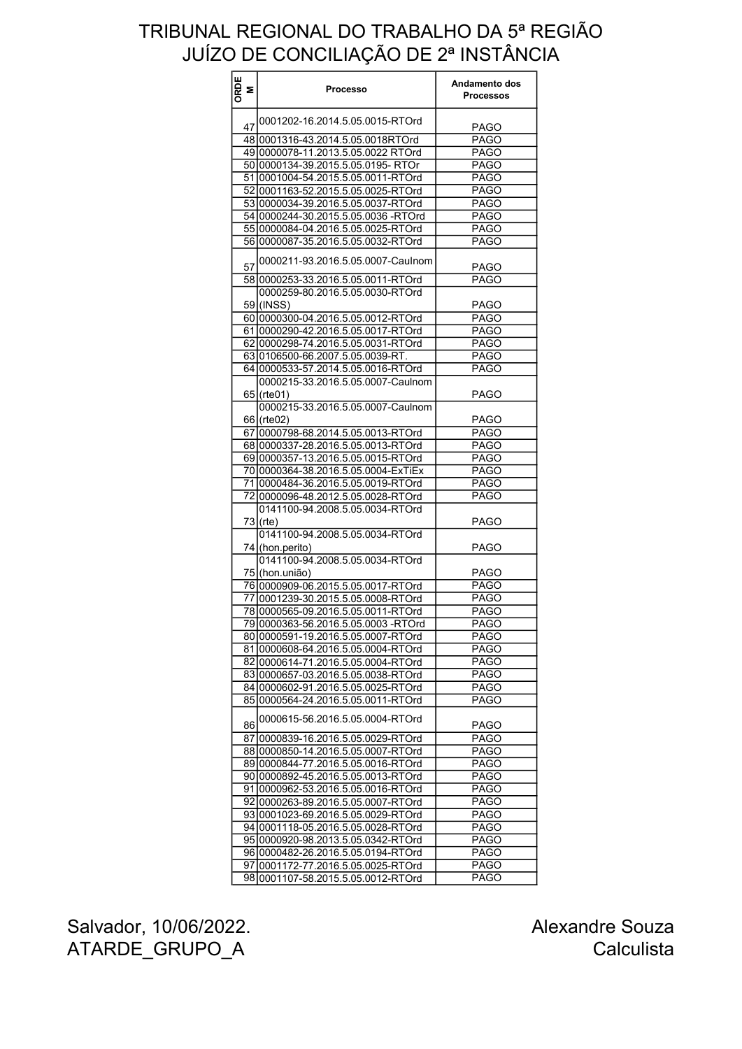# TRIBUNAL REGIONAL DO TRABALHO DA 5ª REGIÃO
# JUÍZO DE CONCILIAÇÃO DE 2ª INSTÂNCIA

| ORDEM | Processo | Andamento dos Processos |
|---|---|---|
| 47 | 0001202-16.2014.5.05.0015-RTOrd | PAGO |
| 48 | 0001316-43.2014.5.05.0018RTOrd | PAGO |
| 49 | 0000078-11.2013.5.05.0022 RTOrd | PAGO |
| 50 | 0000134-39.2015.5.05.0195- RTOr | PAGO |
| 51 | 0001004-54.2015.5.05.0011-RTOrd | PAGO |
| 52 | 0001163-52.2015.5.05.0025-RTOrd | PAGO |
| 53 | 0000034-39.2016.5.05.0037-RTOrd | PAGO |
| 54 | 0000244-30.2015.5.05.0036 -RTOrd | PAGO |
| 55 | 0000084-04.2016.5.05.0025-RTOrd | PAGO |
| 56 | 0000087-35.2016.5.05.0032-RTOrd | PAGO |
| 57 | 0000211-93.2016.5.05.0007-CauInom | PAGO |
| 58 | 0000253-33.2016.5.05.0011-RTOrd | PAGO |
| 59 | 0000259-80.2016.5.05.0030-RTOrd (INSS) | PAGO |
| 60 | 0000300-04.2016.5.05.0012-RTOrd | PAGO |
| 61 | 0000290-42.2016.5.05.0017-RTOrd | PAGO |
| 62 | 0000298-74.2016.5.05.0031-RTOrd | PAGO |
| 63 | 0106500-66.2007.5.05.0039-RT. | PAGO |
| 64 | 0000533-57.2014.5.05.0016-RTOrd | PAGO |
| 65 | 0000215-33.2016.5.05.0007-CauInom (rte01) | PAGO |
| 66 | 0000215-33.2016.5.05.0007-CauInom (rte02) | PAGO |
| 67 | 0000798-68.2014.5.05.0013-RTOrd | PAGO |
| 68 | 0000337-28.2016.5.05.0013-RTOrd | PAGO |
| 69 | 0000357-13.2016.5.05.0015-RTOrd | PAGO |
| 70 | 0000364-38.2016.5.05.0004-ExTiEx | PAGO |
| 71 | 0000484-36.2016.5.05.0019-RTOrd | PAGO |
| 72 | 0000096-48.2012.5.05.0028-RTOrd | PAGO |
| 73 | 0141100-94.2008.5.05.0034-RTOrd (rte) | PAGO |
| 74 | 0141100-94.2008.5.05.0034-RTOrd (hon.perito) | PAGO |
| 75 | 0141100-94.2008.5.05.0034-RTOrd (hon.união) | PAGO |
| 76 | 0000909-06.2015.5.05.0017-RTOrd | PAGO |
| 77 | 0001239-30.2015.5.05.0008-RTOrd | PAGO |
| 78 | 0000565-09.2016.5.05.0011-RTOrd | PAGO |
| 79 | 0000363-56.2016.5.05.0003 -RTOrd | PAGO |
| 80 | 0000591-19.2016.5.05.0007-RTOrd | PAGO |
| 81 | 0000608-64.2016.5.05.0004-RTOrd | PAGO |
| 82 | 0000614-71.2016.5.05.0004-RTOrd | PAGO |
| 83 | 0000657-03.2016.5.05.0038-RTOrd | PAGO |
| 84 | 0000602-91.2016.5.05.0025-RTOrd | PAGO |
| 85 | 0000564-24.2016.5.05.0011-RTOrd | PAGO |
| 86 | 0000615-56.2016.5.05.0004-RTOrd | PAGO |
| 87 | 0000839-16.2016.5.05.0029-RTOrd | PAGO |
| 88 | 0000850-14.2016.5.05.0007-RTOrd | PAGO |
| 89 | 0000844-77.2016.5.05.0016-RTOrd | PAGO |
| 90 | 0000892-45.2016.5.05.0013-RTOrd | PAGO |
| 91 | 0000962-53.2016.5.05.0016-RTOrd | PAGO |
| 92 | 0000263-89.2016.5.05.0007-RTOrd | PAGO |
| 93 | 0001023-69.2016.5.05.0029-RTOrd | PAGO |
| 94 | 0001118-05.2016.5.05.0028-RTOrd | PAGO |
| 95 | 0000920-98.2013.5.05.0342-RTOrd | PAGO |
| 96 | 0000482-26.2016.5.05.0194-RTOrd | PAGO |
| 97 | 0001172-77.2016.5.05.0025-RTOrd | PAGO |
| 98 | 0001107-58.2015.5.05.0012-RTOrd | PAGO |

Salvador, 10/06/2022.
ATARDE_GRUPO_A

Alexandre Souza
Calculista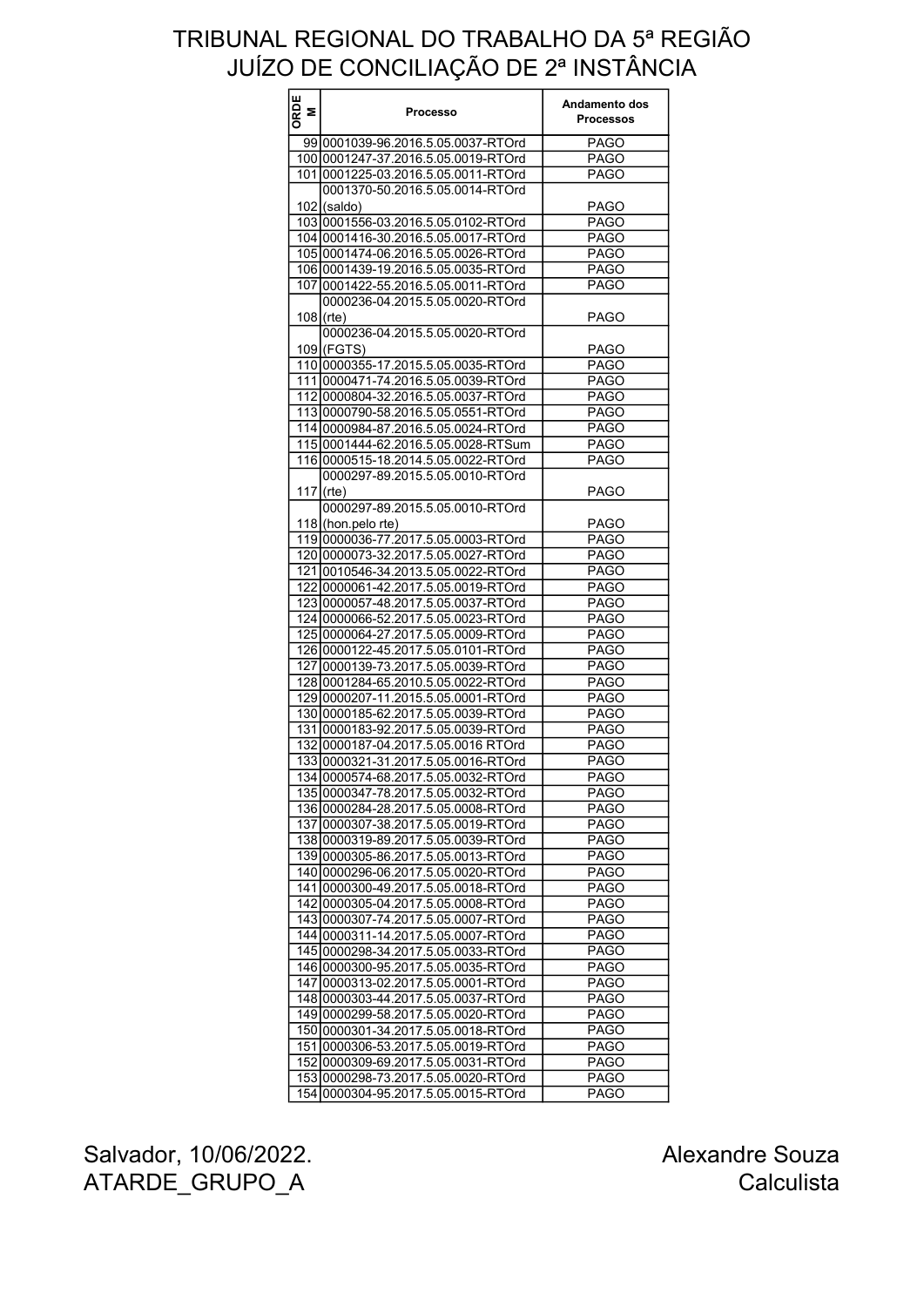# TRIBUNAL REGIONAL DO TRABALHO DA 5ª REGIÃO
# JUÍZO DE CONCILIAÇÃO DE 2ª INSTÂNCIA

| ORDEM | Processo | Andamento dos Processos |
|---|---|---|
| 99 | 0001039-96.2016.5.05.0037-RTOrd | PAGO |
| 100 | 0001247-37.2016.5.05.0019-RTOrd | PAGO |
| 101 | 0001225-03.2016.5.05.0011-RTOrd | PAGO |
| 102 | 0001370-50.2016.5.05.0014-RTOrd (saldo) | PAGO |
| 103 | 0001556-03.2016.5.05.0102-RTOrd | PAGO |
| 104 | 0001416-30.2016.5.05.0017-RTOrd | PAGO |
| 105 | 0001474-06.2016.5.05.0026-RTOrd | PAGO |
| 106 | 0001439-19.2016.5.05.0035-RTOrd | PAGO |
| 107 | 0001422-55.2016.5.05.0011-RTOrd | PAGO |
| 108 | 0000236-04.2015.5.05.0020-RTOrd (rte) | PAGO |
| 109 | 0000236-04.2015.5.05.0020-RTOrd (FGTS) | PAGO |
| 110 | 0000355-17.2015.5.05.0035-RTOrd | PAGO |
| 111 | 0000471-74.2016.5.05.0039-RTOrd | PAGO |
| 112 | 0000804-32.2016.5.05.0037-RTOrd | PAGO |
| 113 | 0000790-58.2016.5.05.0551-RTOrd | PAGO |
| 114 | 0000984-87.2016.5.05.0024-RTOrd | PAGO |
| 115 | 0001444-62.2016.5.05.0028-RTSum | PAGO |
| 116 | 0000515-18.2014.5.05.0022-RTOrd | PAGO |
| 117 | 0000297-89.2015.5.05.0010-RTOrd (rte) | PAGO |
| 118 | 0000297-89.2015.5.05.0010-RTOrd (hon.pelo rte) | PAGO |
| 119 | 0000036-77.2017.5.05.0003-RTOrd | PAGO |
| 120 | 0000073-32.2017.5.05.0027-RTOrd | PAGO |
| 121 | 0010546-34.2013.5.05.0022-RTOrd | PAGO |
| 122 | 0000061-42.2017.5.05.0019-RTOrd | PAGO |
| 123 | 0000057-48.2017.5.05.0037-RTOrd | PAGO |
| 124 | 0000066-52.2017.5.05.0023-RTOrd | PAGO |
| 125 | 0000064-27.2017.5.05.0009-RTOrd | PAGO |
| 126 | 0000122-45.2017.5.05.0101-RTOrd | PAGO |
| 127 | 0000139-73.2017.5.05.0039-RTOrd | PAGO |
| 128 | 0001284-65.2010.5.05.0022-RTOrd | PAGO |
| 129 | 0000207-11.2015.5.05.0001-RTOrd | PAGO |
| 130 | 0000185-62.2017.5.05.0039-RTOrd | PAGO |
| 131 | 0000183-92.2017.5.05.0039-RTOrd | PAGO |
| 132 | 0000187-04.2017.5.05.0016 RTOrd | PAGO |
| 133 | 0000321-31.2017.5.05.0016-RTOrd | PAGO |
| 134 | 0000574-68.2017.5.05.0032-RTOrd | PAGO |
| 135 | 0000347-78.2017.5.05.0032-RTOrd | PAGO |
| 136 | 0000284-28.2017.5.05.0008-RTOrd | PAGO |
| 137 | 0000307-38.2017.5.05.0019-RTOrd | PAGO |
| 138 | 0000319-89.2017.5.05.0039-RTOrd | PAGO |
| 139 | 0000305-86.2017.5.05.0013-RTOrd | PAGO |
| 140 | 0000296-06.2017.5.05.0020-RTOrd | PAGO |
| 141 | 0000300-49.2017.5.05.0018-RTOrd | PAGO |
| 142 | 0000305-04.2017.5.05.0008-RTOrd | PAGO |
| 143 | 0000307-74.2017.5.05.0007-RTOrd | PAGO |
| 144 | 0000311-14.2017.5.05.0007-RTOrd | PAGO |
| 145 | 0000298-34.2017.5.05.0033-RTOrd | PAGO |
| 146 | 0000300-95.2017.5.05.0035-RTOrd | PAGO |
| 147 | 0000313-02.2017.5.05.0001-RTOrd | PAGO |
| 148 | 0000303-44.2017.5.05.0037-RTOrd | PAGO |
| 149 | 0000299-58.2017.5.05.0020-RTOrd | PAGO |
| 150 | 0000301-34.2017.5.05.0018-RTOrd | PAGO |
| 151 | 0000306-53.2017.5.05.0019-RTOrd | PAGO |
| 152 | 0000309-69.2017.5.05.0031-RTOrd | PAGO |
| 153 | 0000298-73.2017.5.05.0020-RTOrd | PAGO |
| 154 | 0000304-95.2017.5.05.0015-RTOrd | PAGO |

Salvador, 10/06/2022.
ATARDE_GRUPO_A

Alexandre Souza
Calculista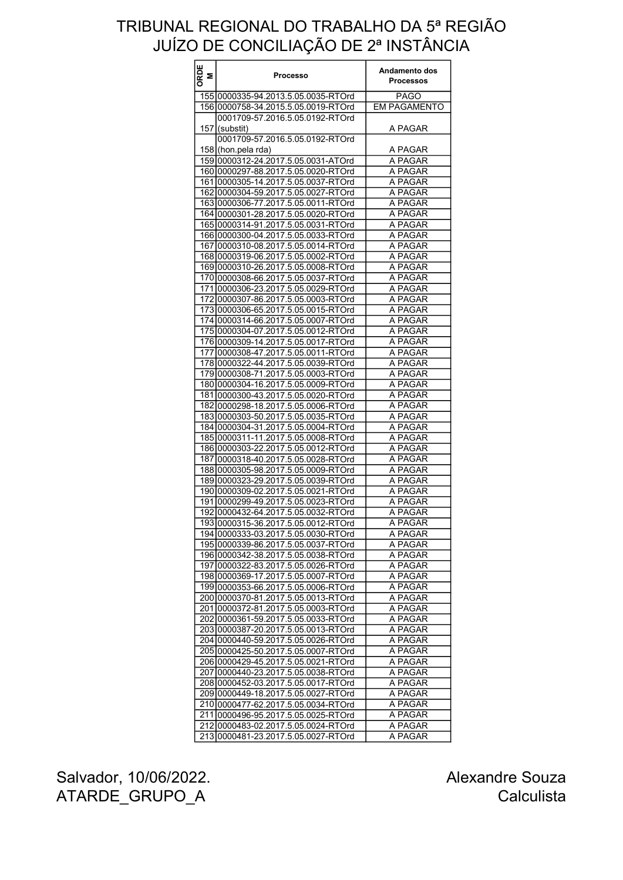# TRIBUNAL REGIONAL DO TRABALHO DA 5ª REGIÃO
## JUÍZO DE CONCILIAÇÃO DE 2ª INSTÂNCIA

| ORDEM | Processo | Andamento dos Processos |
|---|---|---|
| 155 | 0000335-94.2013.5.05.0035-RTOrd | PAGO |
| 156 | 0000758-34.2015.5.05.0019-RTOrd | EM PAGAMENTO |
| 157 | 0001709-57.2016.5.05.0192-RTOrd (substit) | A PAGAR |
| 158 | 0001709-57.2016.5.05.0192-RTOrd (hon.pela rda) | A PAGAR |
| 159 | 0000312-24.2017.5.05.0031-ATOrd | A PAGAR |
| 160 | 0000297-88.2017.5.05.0020-RTOrd | A PAGAR |
| 161 | 0000305-14.2017.5.05.0037-RTOrd | A PAGAR |
| 162 | 0000304-59.2017.5.05.0027-RTOrd | A PAGAR |
| 163 | 0000306-77.2017.5.05.0011-RTOrd | A PAGAR |
| 164 | 0000301-28.2017.5.05.0020-RTOrd | A PAGAR |
| 165 | 0000314-91.2017.5.05.0031-RTOrd | A PAGAR |
| 166 | 0000300-04.2017.5.05.0033-RTOrd | A PAGAR |
| 167 | 0000310-08.2017.5.05.0014-RTOrd | A PAGAR |
| 168 | 0000319-06.2017.5.05.0002-RTOrd | A PAGAR |
| 169 | 0000310-26.2017.5.05.0008-RTOrd | A PAGAR |
| 170 | 0000308-66.2017.5.05.0037-RTOrd | A PAGAR |
| 171 | 0000306-23.2017.5.05.0029-RTOrd | A PAGAR |
| 172 | 0000307-86.2017.5.05.0003-RTOrd | A PAGAR |
| 173 | 0000306-65.2017.5.05.0015-RTOrd | A PAGAR |
| 174 | 0000314-66.2017.5.05.0007-RTOrd | A PAGAR |
| 175 | 0000304-07.2017.5.05.0012-RTOrd | A PAGAR |
| 176 | 0000309-14.2017.5.05.0017-RTOrd | A PAGAR |
| 177 | 0000308-47.2017.5.05.0011-RTOrd | A PAGAR |
| 178 | 0000322-44.2017.5.05.0039-RTOrd | A PAGAR |
| 179 | 0000308-71.2017.5.05.0003-RTOrd | A PAGAR |
| 180 | 0000304-16.2017.5.05.0009-RTOrd | A PAGAR |
| 181 | 0000300-43.2017.5.05.0020-RTOrd | A PAGAR |
| 182 | 0000298-18.2017.5.05.0006-RTOrd | A PAGAR |
| 183 | 0000303-50.2017.5.05.0035-RTOrd | A PAGAR |
| 184 | 0000304-31.2017.5.05.0004-RTOrd | A PAGAR |
| 185 | 0000311-11.2017.5.05.0008-RTOrd | A PAGAR |
| 186 | 0000303-22.2017.5.05.0012-RTOrd | A PAGAR |
| 187 | 0000318-40.2017.5.05.0028-RTOrd | A PAGAR |
| 188 | 0000305-98.2017.5.05.0009-RTOrd | A PAGAR |
| 189 | 0000323-29.2017.5.05.0039-RTOrd | A PAGAR |
| 190 | 0000309-02.2017.5.05.0021-RTOrd | A PAGAR |
| 191 | 0000299-49.2017.5.05.0023-RTOrd | A PAGAR |
| 192 | 0000432-64.2017.5.05.0032-RTOrd | A PAGAR |
| 193 | 0000315-36.2017.5.05.0012-RTOrd | A PAGAR |
| 194 | 0000333-03.2017.5.05.0030-RTOrd | A PAGAR |
| 195 | 0000339-86.2017.5.05.0037-RTOrd | A PAGAR |
| 196 | 0000342-38.2017.5.05.0038-RTOrd | A PAGAR |
| 197 | 0000322-83.2017.5.05.0026-RTOrd | A PAGAR |
| 198 | 0000369-17.2017.5.05.0007-RTOrd | A PAGAR |
| 199 | 0000353-66.2017.5.05.0006-RTOrd | A PAGAR |
| 200 | 0000370-81.2017.5.05.0013-RTOrd | A PAGAR |
| 201 | 0000372-81.2017.5.05.0003-RTOrd | A PAGAR |
| 202 | 0000361-59.2017.5.05.0033-RTOrd | A PAGAR |
| 203 | 0000387-20.2017.5.05.0013-RTOrd | A PAGAR |
| 204 | 0000440-59.2017.5.05.0026-RTOrd | A PAGAR |
| 205 | 0000425-50.2017.5.05.0007-RTOrd | A PAGAR |
| 206 | 0000429-45.2017.5.05.0021-RTOrd | A PAGAR |
| 207 | 0000440-23.2017.5.05.0038-RTOrd | A PAGAR |
| 208 | 0000452-03.2017.5.05.0017-RTOrd | A PAGAR |
| 209 | 0000449-18.2017.5.05.0027-RTOrd | A PAGAR |
| 210 | 0000477-62.2017.5.05.0034-RTOrd | A PAGAR |
| 211 | 0000496-95.2017.5.05.0025-RTOrd | A PAGAR |
| 212 | 0000483-02.2017.5.05.0024-RTOrd | A PAGAR |
| 213 | 0000481-23.2017.5.05.0027-RTOrd | A PAGAR |

Salvador, 10/06/2022.
ATARDE_GRUPO_A

Alexandre Souza
Calculista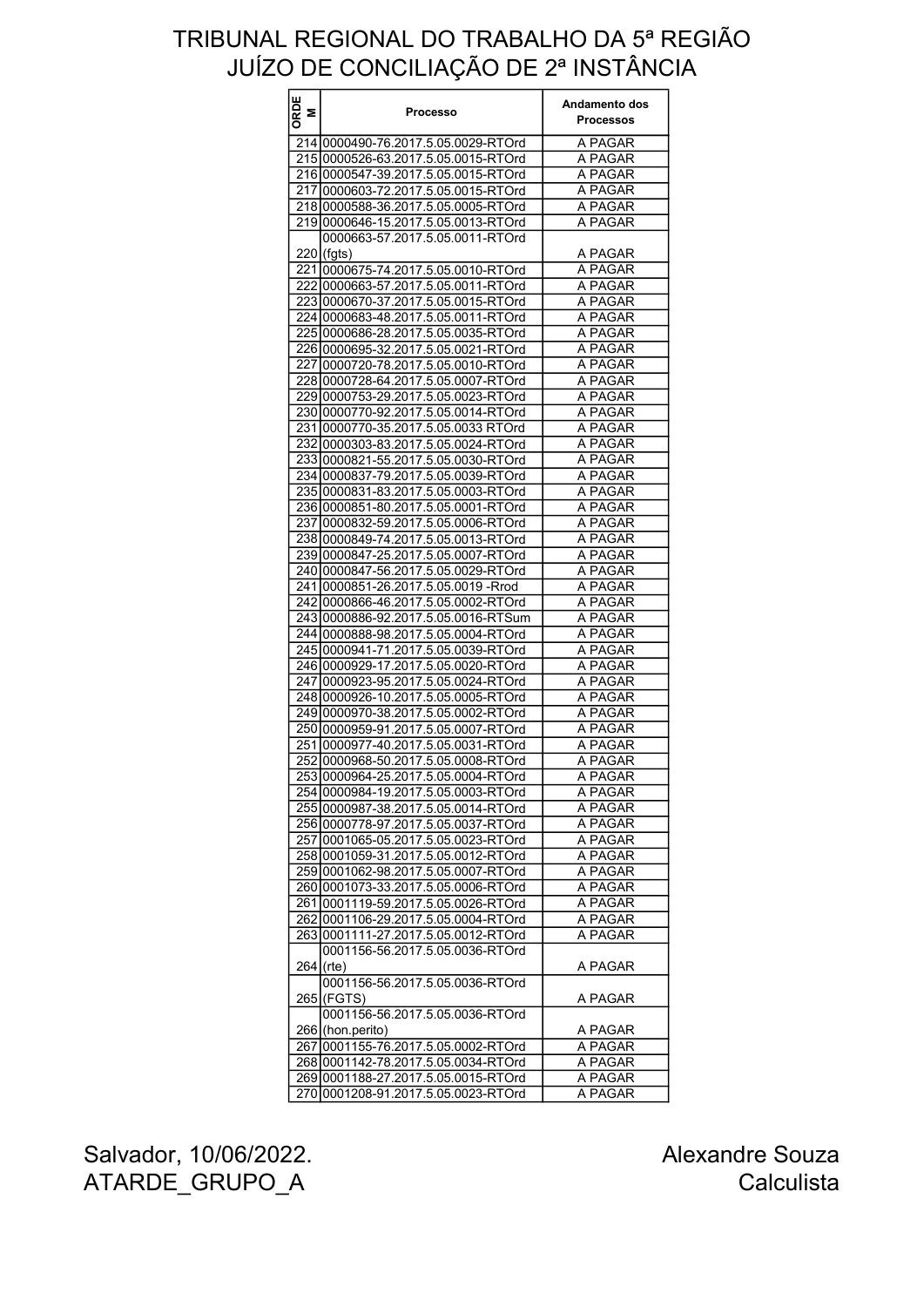# TRIBUNAL REGIONAL DO TRABALHO DA 5ª REGIÃO
## JUÍZO DE CONCILIAÇÃO DE 2ª INSTÂNCIA

| ORDEM | Processo | Andamento dos Processos |
|---|---|---|
| 214 | 0000490-76.2017.5.05.0029-RTOrd | A PAGAR |
| 215 | 0000526-63.2017.5.05.0015-RTOrd | A PAGAR |
| 216 | 0000547-39.2017.5.05.0015-RTOrd | A PAGAR |
| 217 | 0000603-72.2017.5.05.0015-RTOrd | A PAGAR |
| 218 | 0000588-36.2017.5.05.0005-RTOrd | A PAGAR |
| 219 | 0000646-15.2017.5.05.0013-RTOrd | A PAGAR |
| 220 | 0000663-57.2017.5.05.0011-RTOrd (fgts) | A PAGAR |
| 221 | 0000675-74.2017.5.05.0010-RTOrd | A PAGAR |
| 222 | 0000663-57.2017.5.05.0011-RTOrd | A PAGAR |
| 223 | 0000670-37.2017.5.05.0015-RTOrd | A PAGAR |
| 224 | 0000683-48.2017.5.05.0011-RTOrd | A PAGAR |
| 225 | 0000686-28.2017.5.05.0035-RTOrd | A PAGAR |
| 226 | 0000695-32.2017.5.05.0021-RTOrd | A PAGAR |
| 227 | 0000720-78.2017.5.05.0010-RTOrd | A PAGAR |
| 228 | 0000728-64.2017.5.05.0007-RTOrd | A PAGAR |
| 229 | 0000753-29.2017.5.05.0023-RTOrd | A PAGAR |
| 230 | 0000770-92.2017.5.05.0014-RTOrd | A PAGAR |
| 231 | 0000770-35.2017.5.05.0033 RTOrd | A PAGAR |
| 232 | 0000303-83.2017.5.05.0024-RTOrd | A PAGAR |
| 233 | 0000821-55.2017.5.05.0030-RTOrd | A PAGAR |
| 234 | 0000837-79.2017.5.05.0039-RTOrd | A PAGAR |
| 235 | 0000831-83.2017.5.05.0003-RTOrd | A PAGAR |
| 236 | 0000851-80.2017.5.05.0001-RTOrd | A PAGAR |
| 237 | 0000832-59.2017.5.05.0006-RTOrd | A PAGAR |
| 238 | 0000849-74.2017.5.05.0013-RTOrd | A PAGAR |
| 239 | 0000847-25.2017.5.05.0007-RTOrd | A PAGAR |
| 240 | 0000847-56.2017.5.05.0029-RTOrd | A PAGAR |
| 241 | 0000851-26.2017.5.05.0019 -Rrod | A PAGAR |
| 242 | 0000866-46.2017.5.05.0002-RTOrd | A PAGAR |
| 243 | 0000886-92.2017.5.05.0016-RTSum | A PAGAR |
| 244 | 0000888-98.2017.5.05.0004-RTOrd | A PAGAR |
| 245 | 0000941-71.2017.5.05.0039-RTOrd | A PAGAR |
| 246 | 0000929-17.2017.5.05.0020-RTOrd | A PAGAR |
| 247 | 0000923-95.2017.5.05.0024-RTOrd | A PAGAR |
| 248 | 0000926-10.2017.5.05.0005-RTOrd | A PAGAR |
| 249 | 0000970-38.2017.5.05.0002-RTOrd | A PAGAR |
| 250 | 0000959-91.2017.5.05.0007-RTOrd | A PAGAR |
| 251 | 0000977-40.2017.5.05.0031-RTOrd | A PAGAR |
| 252 | 0000968-50.2017.5.05.0008-RTOrd | A PAGAR |
| 253 | 0000964-25.2017.5.05.0004-RTOrd | A PAGAR |
| 254 | 0000984-19.2017.5.05.0003-RTOrd | A PAGAR |
| 255 | 0000987-38.2017.5.05.0014-RTOrd | A PAGAR |
| 256 | 0000778-97.2017.5.05.0037-RTOrd | A PAGAR |
| 257 | 0001065-05.2017.5.05.0023-RTOrd | A PAGAR |
| 258 | 0001059-31.2017.5.05.0012-RTOrd | A PAGAR |
| 259 | 0001062-98.2017.5.05.0007-RTOrd | A PAGAR |
| 260 | 0001073-33.2017.5.05.0006-RTOrd | A PAGAR |
| 261 | 0001119-59.2017.5.05.0026-RTOrd | A PAGAR |
| 262 | 0001106-29.2017.5.05.0004-RTOrd | A PAGAR |
| 263 | 0001111-27.2017.5.05.0012-RTOrd | A PAGAR |
| 264 | 0001156-56.2017.5.05.0036-RTOrd (rte) | A PAGAR |
| 265 | 0001156-56.2017.5.05.0036-RTOrd (FGTS) | A PAGAR |
| 266 | 0001156-56.2017.5.05.0036-RTOrd (hon.perito) | A PAGAR |
| 267 | 0001155-76.2017.5.05.0002-RTOrd | A PAGAR |
| 268 | 0001142-78.2017.5.05.0034-RTOrd | A PAGAR |
| 269 | 0001188-27.2017.5.05.0015-RTOrd | A PAGAR |
| 270 | 0001208-91.2017.5.05.0023-RTOrd | A PAGAR |

Salvador, 10/06/2022.
ATARDE_GRUPO_A

Alexandre Souza
Calculista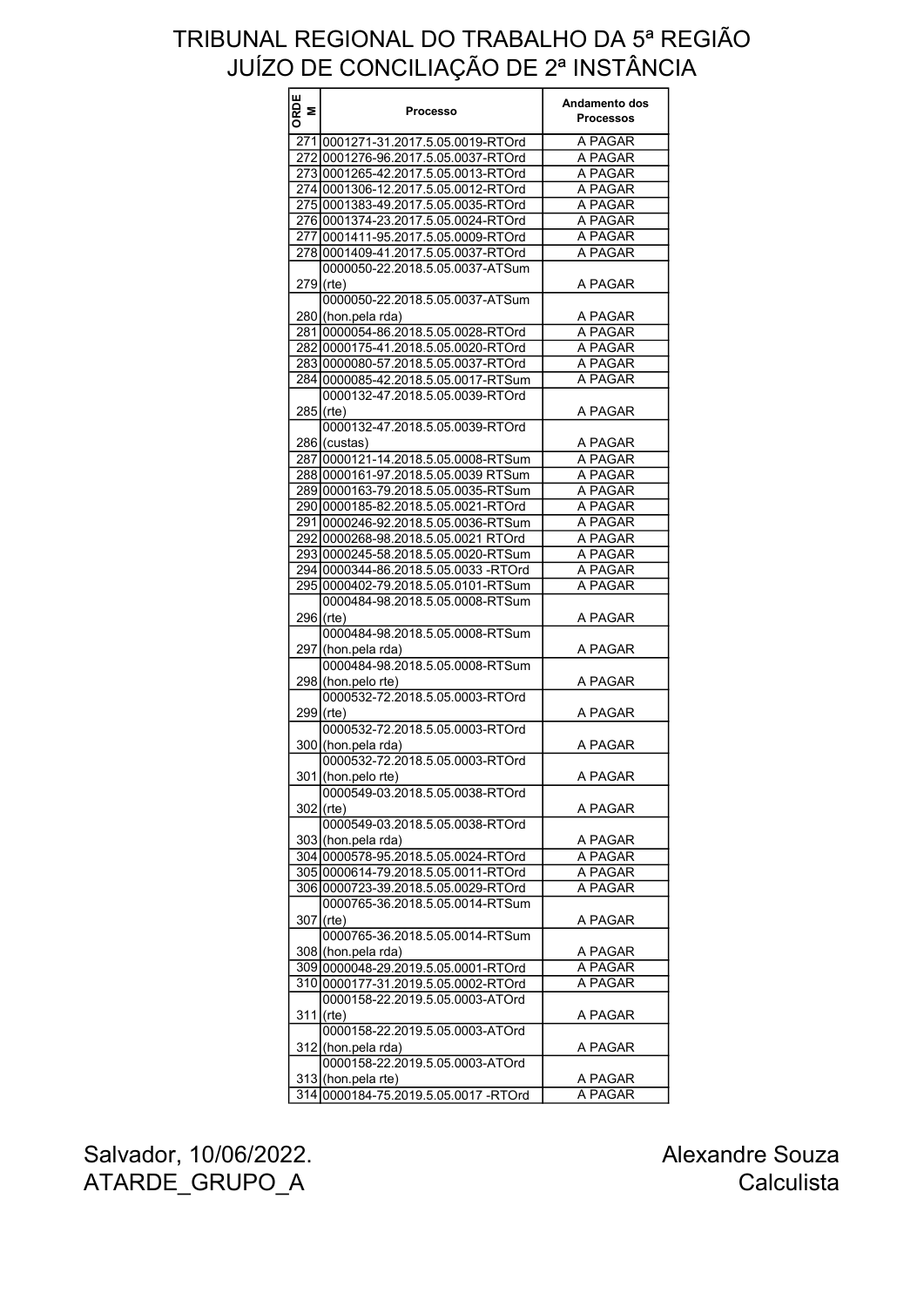# TRIBUNAL REGIONAL DO TRABALHO DA 5ª REGIÃO
## JUÍZO DE CONCILIAÇÃO DE 2ª INSTÂNCIA

| ORDEM | Processo | Andamento dos Processos |
|---|---|---|
| 271 | 0001271-31.2017.5.05.0019-RTOrd | A PAGAR |
| 272 | 0001276-96.2017.5.05.0037-RTOrd | A PAGAR |
| 273 | 0001265-42.2017.5.05.0013-RTOrd | A PAGAR |
| 274 | 0001306-12.2017.5.05.0012-RTOrd | A PAGAR |
| 275 | 0001383-49.2017.5.05.0035-RTOrd | A PAGAR |
| 276 | 0001374-23.2017.5.05.0024-RTOrd | A PAGAR |
| 277 | 0001411-95.2017.5.05.0009-RTOrd | A PAGAR |
| 278 | 0001409-41.2017.5.05.0037-RTOrd | A PAGAR |
| 279 | 0000050-22.2018.5.05.0037-ATSum (rte) | A PAGAR |
| 280 | 0000050-22.2018.5.05.0037-ATSum (hon.pela rda) | A PAGAR |
| 281 | 0000054-86.2018.5.05.0028-RTOrd | A PAGAR |
| 282 | 0000175-41.2018.5.05.0020-RTOrd | A PAGAR |
| 283 | 0000080-57.2018.5.05.0037-RTOrd | A PAGAR |
| 284 | 0000085-42.2018.5.05.0017-RTSum | A PAGAR |
| 285 | 0000132-47.2018.5.05.0039-RTOrd (rte) | A PAGAR |
| 286 | 0000132-47.2018.5.05.0039-RTOrd (custas) | A PAGAR |
| 287 | 0000121-14.2018.5.05.0008-RTSum | A PAGAR |
| 288 | 0000161-97.2018.5.05.0039 RTSum | A PAGAR |
| 289 | 0000163-79.2018.5.05.0035-RTSum | A PAGAR |
| 290 | 0000185-82.2018.5.05.0021-RTOrd | A PAGAR |
| 291 | 0000246-92.2018.5.05.0036-RTSum | A PAGAR |
| 292 | 0000268-98.2018.5.05.0021 RTOrd | A PAGAR |
| 293 | 0000245-58.2018.5.05.0020-RTSum | A PAGAR |
| 294 | 0000344-86.2018.5.05.0033 -RTOrd | A PAGAR |
| 295 | 0000402-79.2018.5.05.0101-RTSum | A PAGAR |
| 296 | 0000484-98.2018.5.05.0008-RTSum (rte) | A PAGAR |
| 297 | 0000484-98.2018.5.05.0008-RTSum (hon.pela rda) | A PAGAR |
| 298 | 0000484-98.2018.5.05.0008-RTSum (hon.pelo rte) | A PAGAR |
| 299 | 0000532-72.2018.5.05.0003-RTOrd (rte) | A PAGAR |
| 300 | 0000532-72.2018.5.05.0003-RTOrd (hon.pela rda) | A PAGAR |
| 301 | 0000532-72.2018.5.05.0003-RTOrd (hon.pelo rte) | A PAGAR |
| 302 | 0000549-03.2018.5.05.0038-RTOrd (rte) | A PAGAR |
| 303 | 0000549-03.2018.5.05.0038-RTOrd (hon.pela rda) | A PAGAR |
| 304 | 0000578-95.2018.5.05.0024-RTOrd | A PAGAR |
| 305 | 0000614-79.2018.5.05.0011-RTOrd | A PAGAR |
| 306 | 0000723-39.2018.5.05.0029-RTOrd | A PAGAR |
| 307 | 0000765-36.2018.5.05.0014-RTSum (rte) | A PAGAR |
| 308 | 0000765-36.2018.5.05.0014-RTSum (hon.pela rda) | A PAGAR |
| 309 | 0000048-29.2019.5.05.0001-RTOrd | A PAGAR |
| 310 | 0000177-31.2019.5.05.0002-RTOrd | A PAGAR |
| 311 | 0000158-22.2019.5.05.0003-ATOrd (rte) | A PAGAR |
| 312 | 0000158-22.2019.5.05.0003-ATOrd (hon.pela rda) | A PAGAR |
| 313 | 0000158-22.2019.5.05.0003-ATOrd (hon.pela rte) | A PAGAR |
| 314 | 0000184-75.2019.5.05.0017 -RTOrd | A PAGAR |

Salvador, 10/06/2022.
ATARDE_GRUPO_A

Alexandre Souza
Calculista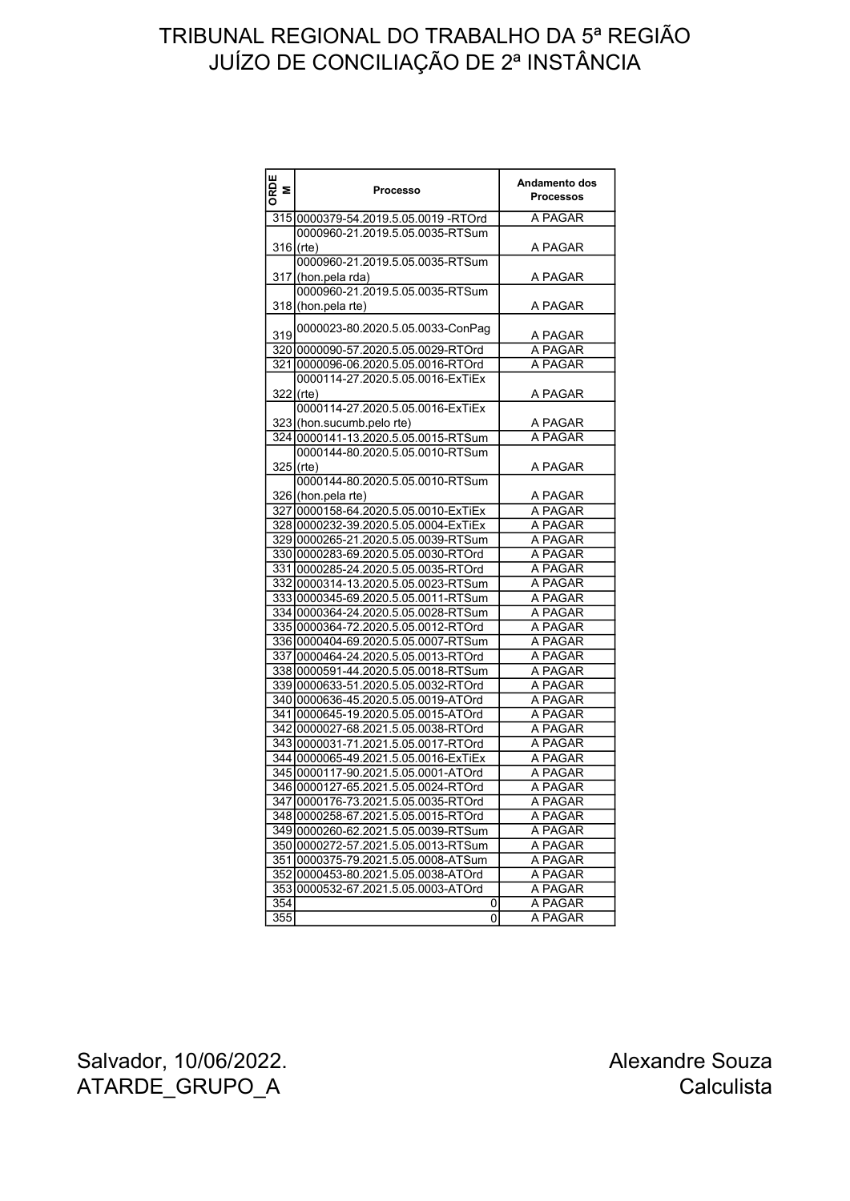# TRIBUNAL REGIONAL DO TRABALHO DA 5ª REGIÃO
## JUÍZO DE CONCILIAÇÃO DE 2ª INSTÂNCIA

| ORDEM | Processo | Andamento dos Processos |
|---|---|---|
| 315 | 0000379-54.2019.5.05.0019 -RTOrd | A PAGAR |
| 316 | 0000960-21.2019.5.05.0035-RTSum (rte) | A PAGAR |
| 317 | 0000960-21.2019.5.05.0035-RTSum (hon.pela rda) | A PAGAR |
| 318 | 0000960-21.2019.5.05.0035-RTSum (hon.pela rte) | A PAGAR |
| 319 | 0000023-80.2020.5.05.0033-ConPag | A PAGAR |
| 320 | 0000090-57.2020.5.05.0029-RTOrd | A PAGAR |
| 321 | 0000096-06.2020.5.05.0016-RTOrd | A PAGAR |
| 322 | 0000114-27.2020.5.05.0016-ExTiEx (rte) | A PAGAR |
| 323 | 0000114-27.2020.5.05.0016-ExTiEx (hon.sucumb.pelo rte) | A PAGAR |
| 324 | 0000141-13.2020.5.05.0015-RTSum | A PAGAR |
| 325 | 0000144-80.2020.5.05.0010-RTSum (rte) | A PAGAR |
| 326 | 0000144-80.2020.5.05.0010-RTSum (hon.pela rte) | A PAGAR |
| 327 | 0000158-64.2020.5.05.0010-ExTiEx | A PAGAR |
| 328 | 0000232-39.2020.5.05.0004-ExTiEx | A PAGAR |
| 329 | 0000265-21.2020.5.05.0039-RTSum | A PAGAR |
| 330 | 0000283-69.2020.5.05.0030-RTOrd | A PAGAR |
| 331 | 0000285-24.2020.5.05.0035-RTOrd | A PAGAR |
| 332 | 0000314-13.2020.5.05.0023-RTSum | A PAGAR |
| 333 | 0000345-69.2020.5.05.0011-RTSum | A PAGAR |
| 334 | 0000364-24.2020.5.05.0028-RTSum | A PAGAR |
| 335 | 0000364-72.2020.5.05.0012-RTOrd | A PAGAR |
| 336 | 0000404-69.2020.5.05.0007-RTSum | A PAGAR |
| 337 | 0000464-24.2020.5.05.0013-RTOrd | A PAGAR |
| 338 | 0000591-44.2020.5.05.0018-RTSum | A PAGAR |
| 339 | 0000633-51.2020.5.05.0032-RTOrd | A PAGAR |
| 340 | 0000636-45.2020.5.05.0019-ATOrd | A PAGAR |
| 341 | 0000645-19.2020.5.05.0015-ATOrd | A PAGAR |
| 342 | 0000027-68.2021.5.05.0038-RTOrd | A PAGAR |
| 343 | 0000031-71.2021.5.05.0017-RTOrd | A PAGAR |
| 344 | 0000065-49.2021.5.05.0016-ExTiEx | A PAGAR |
| 345 | 0000117-90.2021.5.05.0001-ATOrd | A PAGAR |
| 346 | 0000127-65.2021.5.05.0024-RTOrd | A PAGAR |
| 347 | 0000176-73.2021.5.05.0035-RTOrd | A PAGAR |
| 348 | 0000258-67.2021.5.05.0015-RTOrd | A PAGAR |
| 349 | 0000260-62.2021.5.05.0039-RTSum | A PAGAR |
| 350 | 0000272-57.2021.5.05.0013-RTSum | A PAGAR |
| 351 | 0000375-79.2021.5.05.0008-ATSum | A PAGAR |
| 352 | 0000453-80.2021.5.05.0038-ATOrd | A PAGAR |
| 353 | 0000532-67.2021.5.05.0003-ATOrd | A PAGAR |
| 354 | 0 | A PAGAR |
| 355 | 0 | A PAGAR |

Salvador, 10/06/2022.
ATARDE_GRUPO_A

Alexandre Souza
Calculista